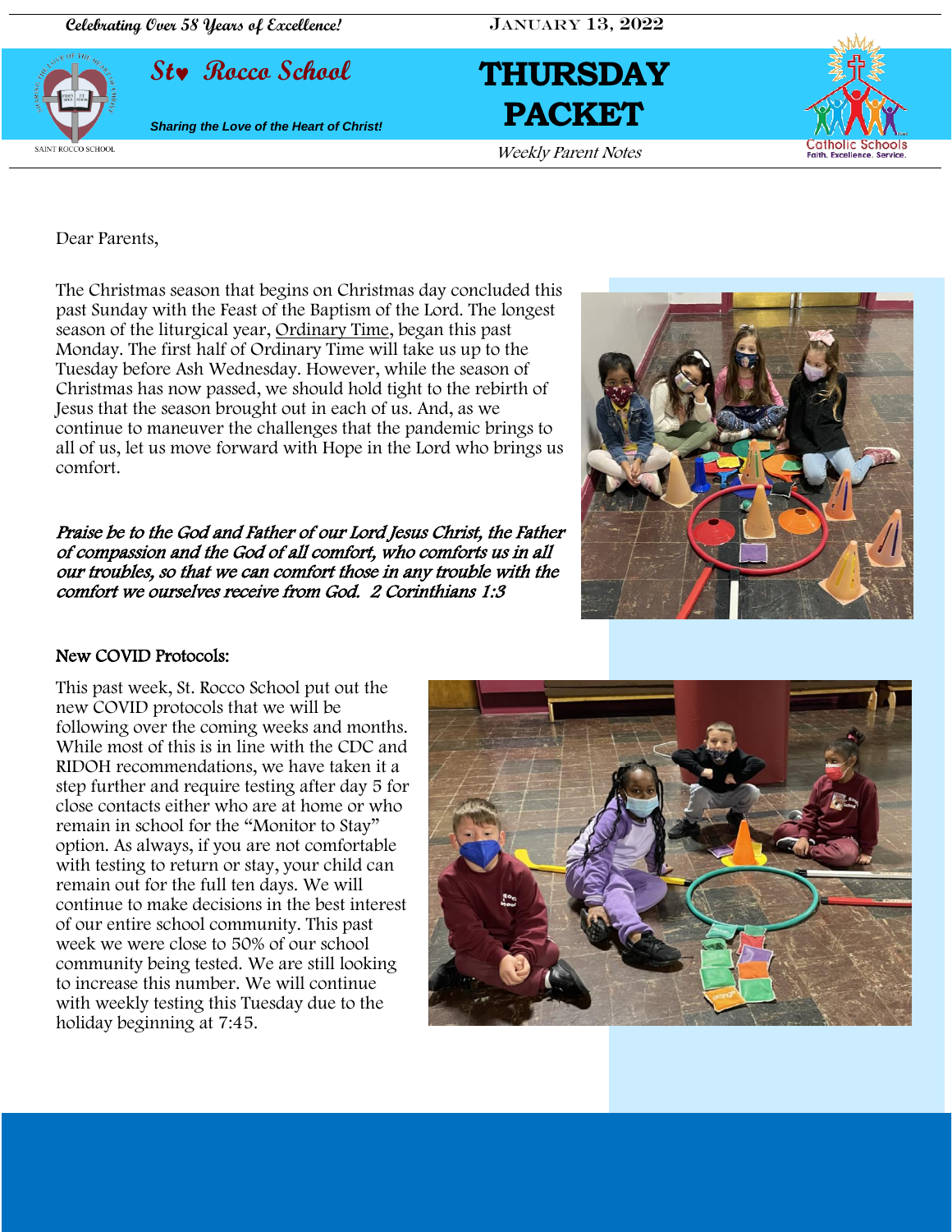Celebrating Over 58 Years of Excellence! | January 13, 2022

# St. Rocco School

*Sharing the Love of the Heart of Christ!*

# THURSDAY PACKET

*Weekly Parent Notes*

Dear Parents,

The Christmas season that begins on Christmas day concluded this past Sunday with the Feast of the Baptism of the Lord. The longest season of the liturgical year, Ordinary Time, began this past Monday. The first half of Ordinary Time will take us up to the Tuesday before Ash Wednesday. However, while the season of Christmas has now passed, we should hold tight to the rebirth of Jesus that the season brought out in each of us. And, as we continue to maneuver the challenges that the pandemic brings to all of us, let us move forward with Hope in the Lord who brings us comfort.

***Praise be to the God and Father of our Lord Jesus Christ, the Father of compassion and the God of all comfort, who comforts us in all our troubles, so that we can comfort those in any trouble with the comfort we ourselves receive from God. 2 Corinthians 1:3***

## New COVID Protocols:

This past week, St. Rocco School put out the new COVID protocols that we will be following over the coming weeks and months. While most of this is in line with the CDC and RIDOH recommendations, we have taken it a step further and require testing after day 5 for close contacts either who are at home or who remain in school for the "Monitor to Stay" option. As always, if you are not comfortable with testing to return or stay, your child can remain out for the full ten days. We will continue to make decisions in the best interest of our entire school community. This past week we were close to 50% of our school community being tested. We are still looking to increase this number. We will continue with weekly testing this Tuesday due to the holiday beginning at 7:45.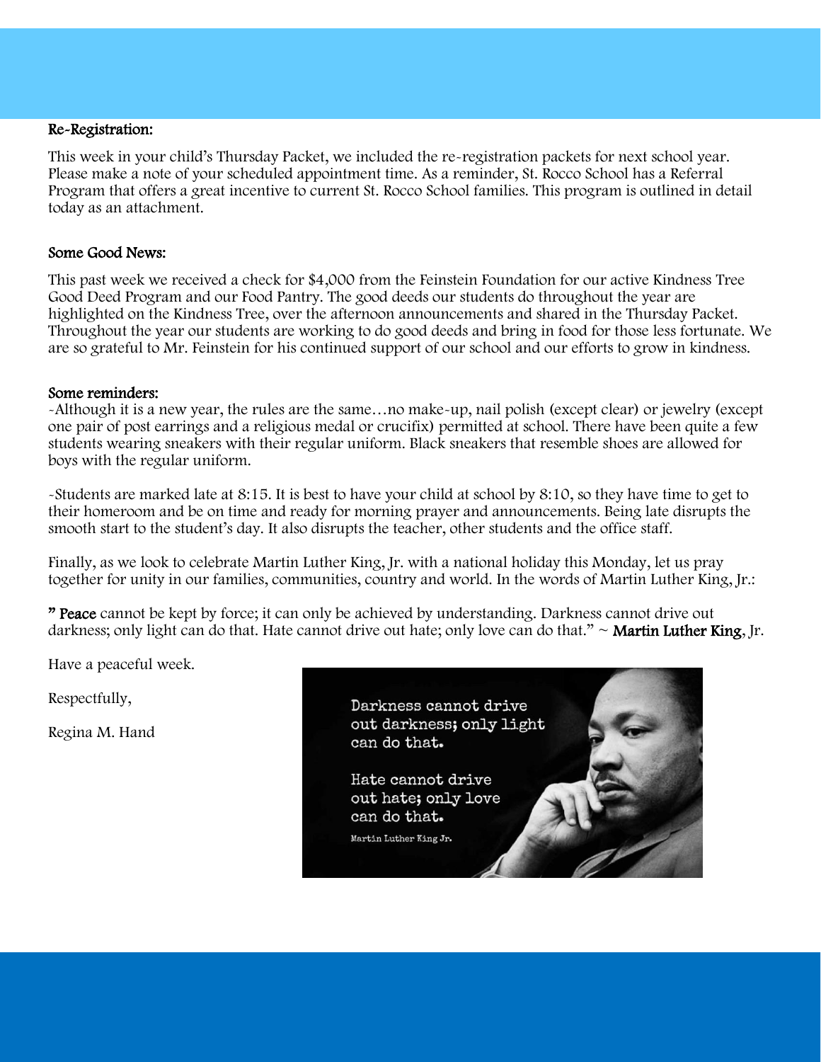## Re-Registration:

This week in your child's Thursday Packet, we included the re-registration packets for next school year. Please make a note of your scheduled appointment time. As a reminder, St. Rocco School has a Referral Program that offers a great incentive to current St. Rocco School families. This program is outlined in detail today as an attachment.

## Some Good News:

This past week we received a check for $4,000 from the Feinstein Foundation for our active Kindness Tree Good Deed Program and our Food Pantry. The good deeds our students do throughout the year are highlighted on the Kindness Tree, over the afternoon announcements and shared in the Thursday Packet. Throughout the year our students are working to do good deeds and bring in food for those less fortunate. We are so grateful to Mr. Feinstein for his continued support of our school and our efforts to grow in kindness.

## Some reminders:

-Although it is a new year, the rules are the same…no make-up, nail polish (except clear) or jewelry (except one pair of post earrings and a religious medal or crucifix) permitted at school. There have been quite a few students wearing sneakers with their regular uniform. Black sneakers that resemble shoes are allowed for boys with the regular uniform.

-Students are marked late at 8:15. It is best to have your child at school by 8:10, so they have time to get to their homeroom and be on time and ready for morning prayer and announcements. Being late disrupts the smooth start to the student's day. It also disrupts the teacher, other students and the office staff.

Finally, as we look to celebrate Martin Luther King, Jr. with a national holiday this Monday, let us pray together for unity in our families, communities, country and world. In the words of Martin Luther King, Jr.:

**" Peace** cannot be kept by force; it can only be achieved by understanding. Darkness cannot drive out darkness; only light can do that. Hate cannot drive out hate; only love can do that." ~ **Martin Luther King**, Jr.

Have a peaceful week.

Respectfully,

Regina M. Hand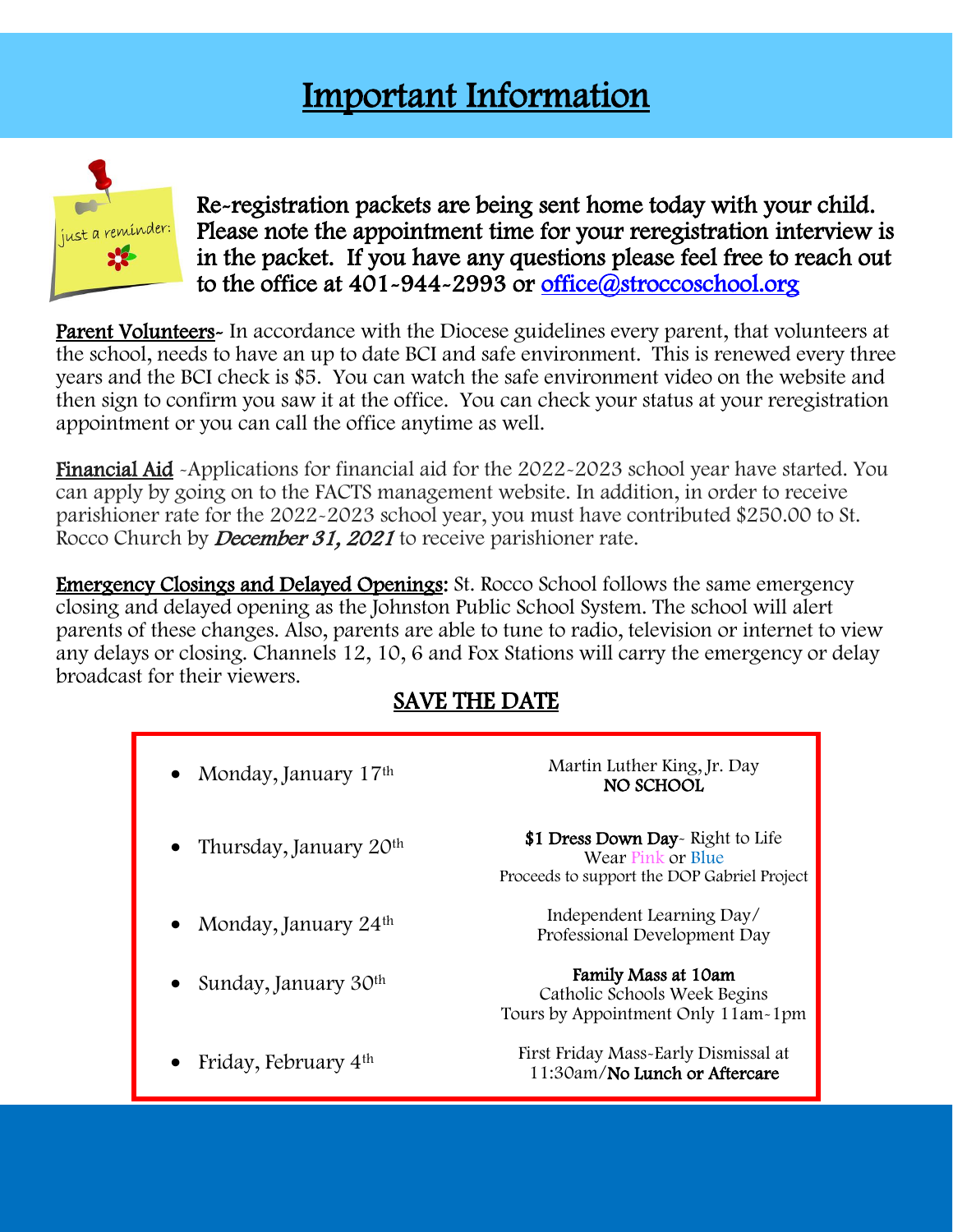# Important Information

just a reminder:

**Re-registration packets are being sent home today with your child. Please note the appointment time for your reregistration interview is in the packet. If you have any questions please feel free to reach out to the office at 401-944-2993 or office@stroccoschool.org**

**Parent Volunteers**- In accordance with the Diocese guidelines every parent, that volunteers at the school, needs to have an up to date BCI and safe environment. This is renewed every three years and the BCI check is $5. You can watch the safe environment video on the website and then sign to confirm you saw it at the office. You can check your status at your reregistration appointment or you can call the office anytime as well.

**Financial Aid** -Applications for financial aid for the 2022-2023 school year have started. You can apply by going on to the FACTS management website. In addition, in order to receive parishioner rate for the 2022-2023 school year, you must have contributed $250.00 to St. Rocco Church by ***December 31, 2021*** to receive parishioner rate.

**Emergency Closings and Delayed Openings:** St. Rocco School follows the same emergency closing and delayed opening as the Johnston Public School System. The school will alert parents of these changes. Also, parents are able to tune to radio, television or internet to view any delays or closing. Channels 12, 10, 6 and Fox Stations will carry the emergency or delay broadcast for their viewers.

## SAVE THE DATE

- Monday, January 17th — Martin Luther King, Jr. Day **NO SCHOOL**
- Thursday, January 20th — **$1 Dress Down Day**- Right to Life. Wear Pink or Blue. Proceeds to support the DOP Gabriel Project
- Monday, January 24th — Independent Learning Day/ Professional Development Day
- Sunday, January 30th — **Family Mass at 10am**. Catholic Schools Week Begins. Tours by Appointment Only 11am-1pm
- Friday, February 4th — First Friday Mass-Early Dismissal at 11:30am/**No Lunch or Aftercare**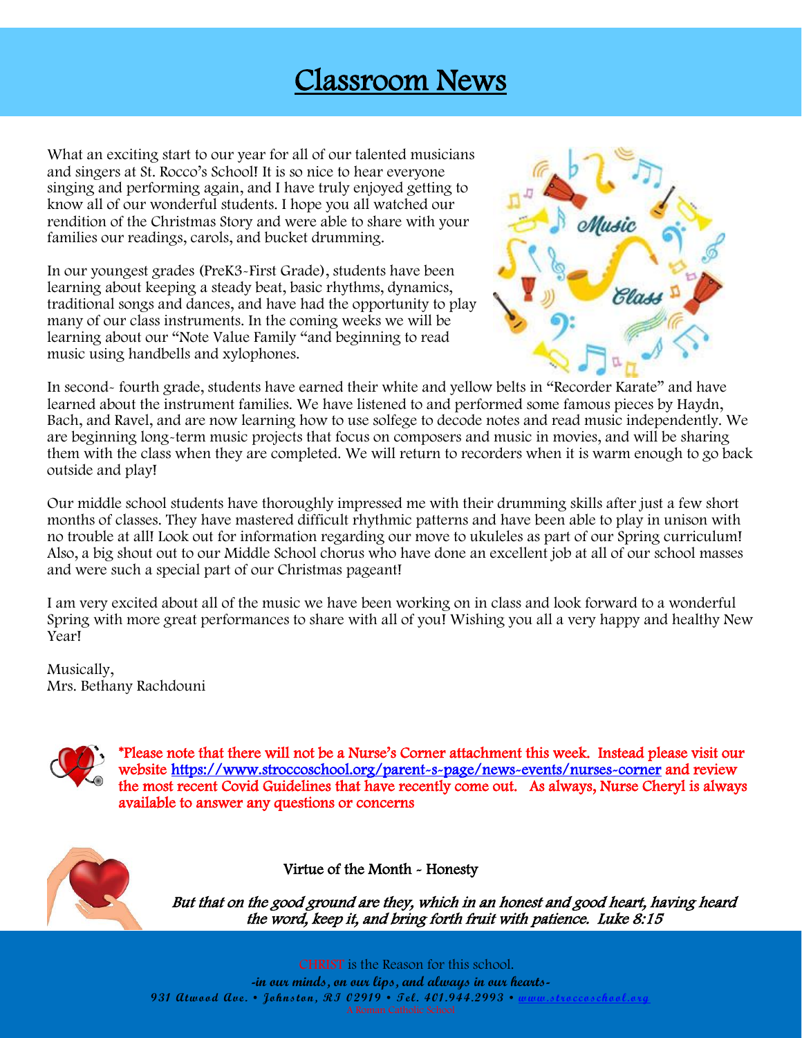# Classroom News

What an exciting start to our year for all of our talented musicians and singers at St. Rocco's School! It is so nice to hear everyone singing and performing again, and I have truly enjoyed getting to know all of our wonderful students. I hope you all watched our rendition of the Christmas Story and were able to share with your families our readings, carols, and bucket drumming.

In our youngest grades (PreK3-First Grade), students have been learning about keeping a steady beat, basic rhythms, dynamics, traditional songs and dances, and have had the opportunity to play many of our class instruments. In the coming weeks we will be learning about our "Note Value Family "and beginning to read music using handbells and xylophones.

In second- fourth grade, students have earned their white and yellow belts in "Recorder Karate" and have learned about the instrument families. We have listened to and performed some famous pieces by Haydn, Bach, and Ravel, and are now learning how to use solfege to decode notes and read music independently. We are beginning long-term music projects that focus on composers and music in movies, and will be sharing them with the class when they are completed. We will return to recorders when it is warm enough to go back outside and play!

Our middle school students have thoroughly impressed me with their drumming skills after just a few short months of classes. They have mastered difficult rhythmic patterns and have been able to play in unison with no trouble at all! Look out for information regarding our move to ukuleles as part of our Spring curriculum! Also, a big shout out to our Middle School chorus who have done an excellent job at all of our school masses and were such a special part of our Christmas pageant!

I am very excited about all of the music we have been working on in class and look forward to a wonderful Spring with more great performances to share with all of you! Wishing you all a very happy and healthy New Year!

Musically,
Mrs. Bethany Rachdouni

*Please note that there will not be a Nurse's Corner attachment this week. Instead please visit our website https://www.stroccoschool.org/parent-s-page/news-events/nurses-corner and review the most recent Covid Guidelines that have recently come out. As always, Nurse Cheryl is always available to answer any questions or concerns

Virtue of the Month - Honesty

*But that on the good ground are they, which in an honest and good heart, having heard the word, keep it, and bring forth fruit with patience. Luke 8:15*

CHRIST is the Reason for this school.
*-in our minds, on our lips, and always in our hearts-*
931 Atwood Ave. • Johnston, RI 02919 • Tel. 401.944.2993 • www.stroccoschool.org
A Roman Catholic School